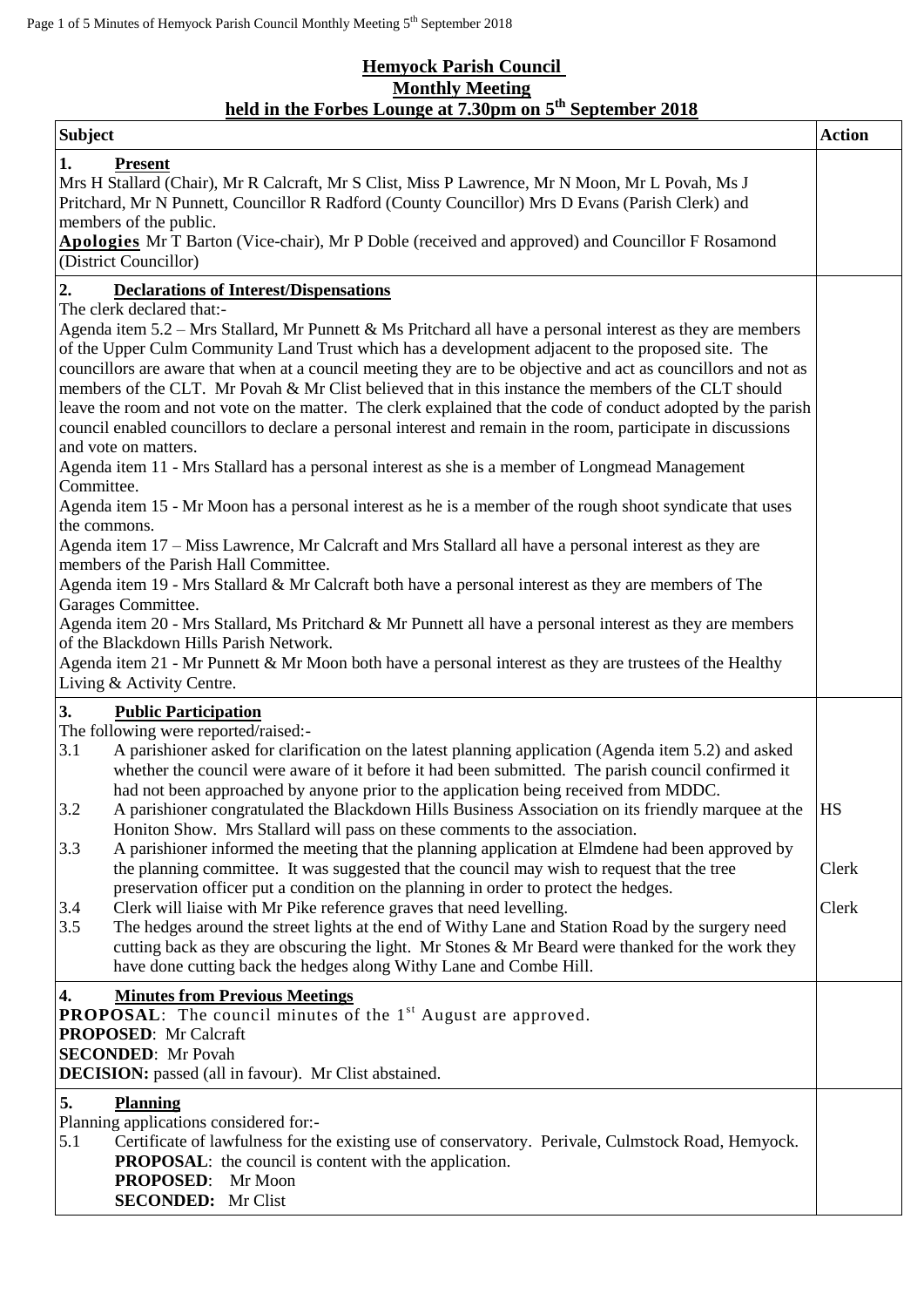# Hemyock Parish Council
## Monthly Meeting
### held in the Forbes Lounge at 7.30pm on 5th September 2018

| Subject | Action |
|---|---|
| **1. Present**<br>Mrs H Stallard (Chair), Mr R Calcraft, Mr S Clist, Miss P Lawrence, Mr N Moon, Mr L Povah, Ms J Pritchard, Mr N Punnett, Councillor R Radford (County Councillor) Mrs D Evans (Parish Clerk) and members of the public.<br>**Apologies** Mr T Barton (Vice-chair), Mr P Doble (received and approved) and Councillor F Rosamond (District Councillor) | |
| **2. Declarations of Interest/Dispensations**<br>The clerk declared that:-<br>Agenda item 5.2 – Mrs Stallard, Mr Punnett & Ms Pritchard all have a personal interest as they are members of the Upper Culm Community Land Trust which has a development adjacent to the proposed site. The councillors are aware that when at a council meeting they are to be objective and act as councillors and not as members of the CLT. Mr Povah & Mr Clist believed that in this instance the members of the CLT should leave the room and not vote on the matter. The clerk explained that the code of conduct adopted by the parish council enabled councillors to declare a personal interest and remain in the room, participate in discussions and vote on matters.<br>Agenda item 11 - Mrs Stallard has a personal interest as she is a member of Longmead Management Committee.<br>Agenda item 15 - Mr Moon has a personal interest as he is a member of the rough shoot syndicate that uses the commons.<br>Agenda item 17 – Miss Lawrence, Mr Calcraft and Mrs Stallard all have a personal interest as they are members of the Parish Hall Committee.<br>Agenda item 19 - Mrs Stallard & Mr Calcraft both have a personal interest as they are members of The Garages Committee.<br>Agenda item 20 - Mrs Stallard, Ms Pritchard & Mr Punnett all have a personal interest as they are members of the Blackdown Hills Parish Network.<br>Agenda item 21 - Mr Punnett & Mr Moon both have a personal interest as they are trustees of the Healthy Living & Activity Centre. | |
| **3. Public Participation**<br>The following were reported/raised:-<br>3.1 A parishioner asked for clarification on the latest planning application (Agenda item 5.2) and asked whether the council were aware of it before it had been submitted. The parish council confirmed it had not been approached by anyone prior to the application being received from MDDC.<br>3.2 A parishioner congratulated the Blackdown Hills Business Association on its friendly marquee at the Honiton Show. Mrs Stallard will pass on these comments to the association.<br>3.3 A parishioner informed the meeting that the planning application at Elmdene had been approved by the planning committee. It was suggested that the council may wish to request that the tree preservation officer put a condition on the planning in order to protect the hedges.<br>3.4 Clerk will liaise with Mr Pike reference graves that need levelling.<br>3.5 The hedges around the street lights at the end of Withy Lane and Station Road by the surgery need cutting back as they are obscuring the light. Mr Stones & Mr Beard were thanked for the work they have done cutting back the hedges along Withy Lane and Combe Hill. | HS<br><br>Clerk<br><br>Clerk |
| **4. Minutes from Previous Meetings**<br>**PROPOSAL**: The council minutes of the 1st August are approved.<br>**PROPOSED**: Mr Calcraft<br>**SECONDED**: Mr Povah<br>**DECISION:** passed (all in favour). Mr Clist abstained. | |
| **5. Planning**<br>Planning applications considered for:-<br>5.1 Certificate of lawfulness for the existing use of conservatory. Perivale, Culmstock Road, Hemyock.<br>**PROPOSAL**: the council is content with the application.<br>**PROPOSED**: Mr Moon<br>**SECONDED:** Mr Clist | |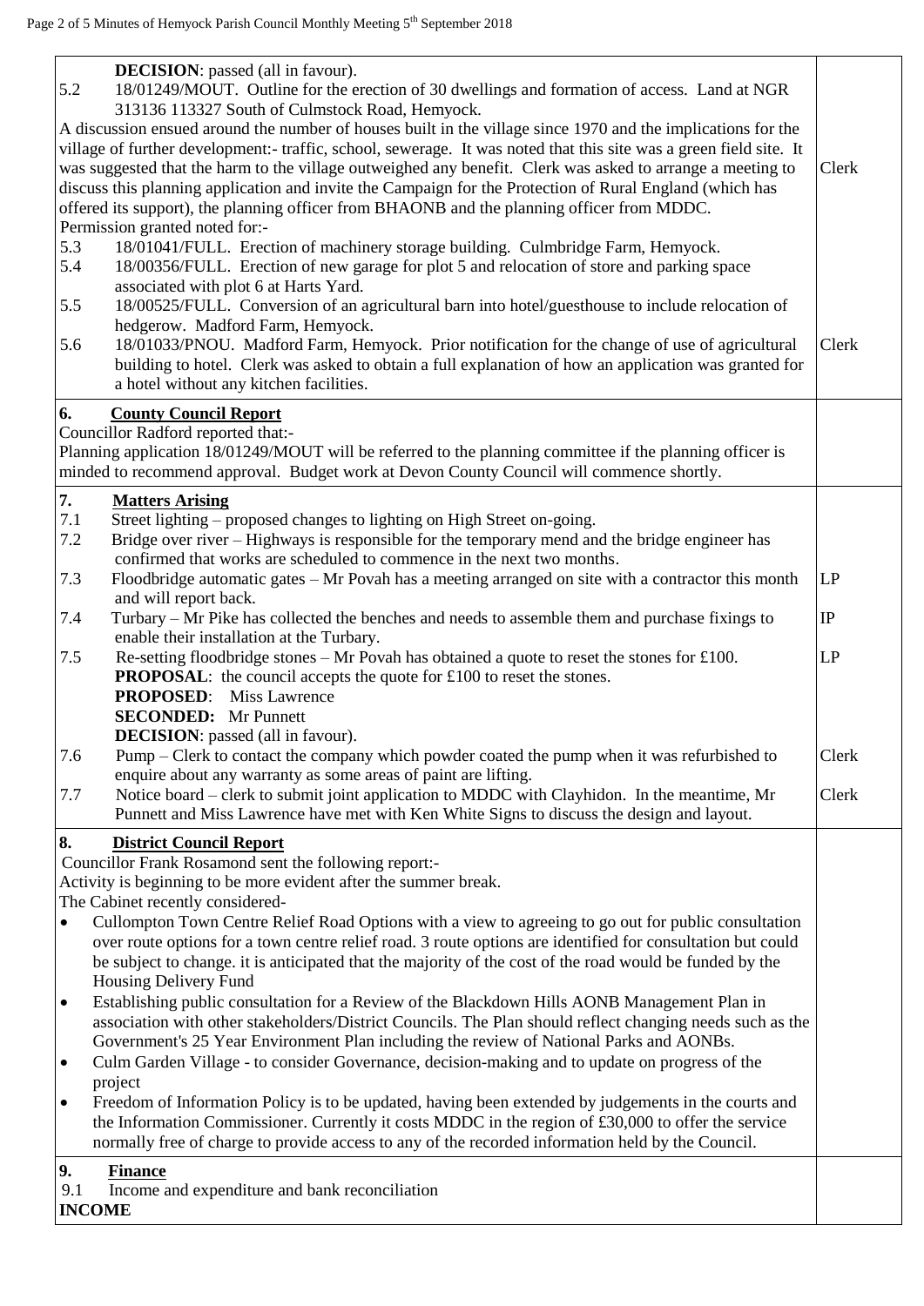**DECISION**: passed (all in favour).

5.2 18/01249/MOUT. Outline for the erection of 30 dwellings and formation of access. Land at NGR 313136 113327 South of Culmstock Road, Hemyock.

A discussion ensued around the number of houses built in the village since 1970 and the implications for the village of further development:- traffic, school, sewerage. It was noted that this site was a green field site. It was suggested that the harm to the village outweighed any benefit. Clerk was asked to arrange a meeting to discuss this planning application and invite the Campaign for the Protection of Rural England (which has offered its support), the planning officer from BHAONB and the planning officer from MDDC. — **Clerk**

Permission granted noted for:-

5.3 18/01041/FULL. Erection of machinery storage building. Culmbridge Farm, Hemyock.

5.4 18/00356/FULL. Erection of new garage for plot 5 and relocation of store and parking space associated with plot 6 at Harts Yard.

5.5 18/00525/FULL. Conversion of an agricultural barn into hotel/guesthouse to include relocation of hedgerow. Madford Farm, Hemyock.

5.6 18/01033/PNOU. Madford Farm, Hemyock. Prior notification for the change of use of agricultural building to hotel. Clerk was asked to obtain a full explanation of how an application was granted for a hotel without any kitchen facilities. — **Clerk**

## 6. County Council Report

Councillor Radford reported that:-

Planning application 18/01249/MOUT will be referred to the planning committee if the planning officer is minded to recommend approval. Budget work at Devon County Council will commence shortly.

## 7. Matters Arising

7.1 Street lighting – proposed changes to lighting on High Street on-going.

7.2 Bridge over river – Highways is responsible for the temporary mend and the bridge engineer has confirmed that works are scheduled to commence in the next two months.

7.3 Floodbridge automatic gates – Mr Povah has a meeting arranged on site with a contractor this month and will report back. — **LP**

7.4 Turbary – Mr Pike has collected the benches and needs to assemble them and purchase fixings to enable their installation at the Turbary. — **IP**

7.5 Re-setting floodbridge stones – Mr Povah has obtained a quote to reset the stones for £100. — **LP**

**PROPOSAL**: the council accepts the quote for £100 to reset the stones.
**PROPOSED**: Miss Lawrence
**SECONDED:** Mr Punnett
**DECISION**: passed (all in favour).

7.6 Pump – Clerk to contact the company which powder coated the pump when it was refurbished to enquire about any warranty as some areas of paint are lifting. — **Clerk**

7.7 Notice board – clerk to submit joint application to MDDC with Clayhidon. In the meantime, Mr Punnett and Miss Lawrence have met with Ken White Signs to discuss the design and layout. — **Clerk**

## 8. District Council Report

Councillor Frank Rosamond sent the following report:-

Activity is beginning to be more evident after the summer break.

The Cabinet recently considered-

- Cullompton Town Centre Relief Road Options with a view to agreeing to go out for public consultation over route options for a town centre relief road. 3 route options are identified for consultation but could be subject to change. it is anticipated that the majority of the cost of the road would be funded by the Housing Delivery Fund
- Establishing public consultation for a Review of the Blackdown Hills AONB Management Plan in association with other stakeholders/District Councils. The Plan should reflect changing needs such as the Government's 25 Year Environment Plan including the review of National Parks and AONBs.
- Culm Garden Village - to consider Governance, decision-making and to update on progress of the project
- Freedom of Information Policy is to be updated, having been extended by judgements in the courts and the Information Commissioner. Currently it costs MDDC in the region of £30,000 to offer the service normally free of charge to provide access to any of the recorded information held by the Council.

## 9. Finance

9.1 Income and expenditure and bank reconciliation

**INCOME**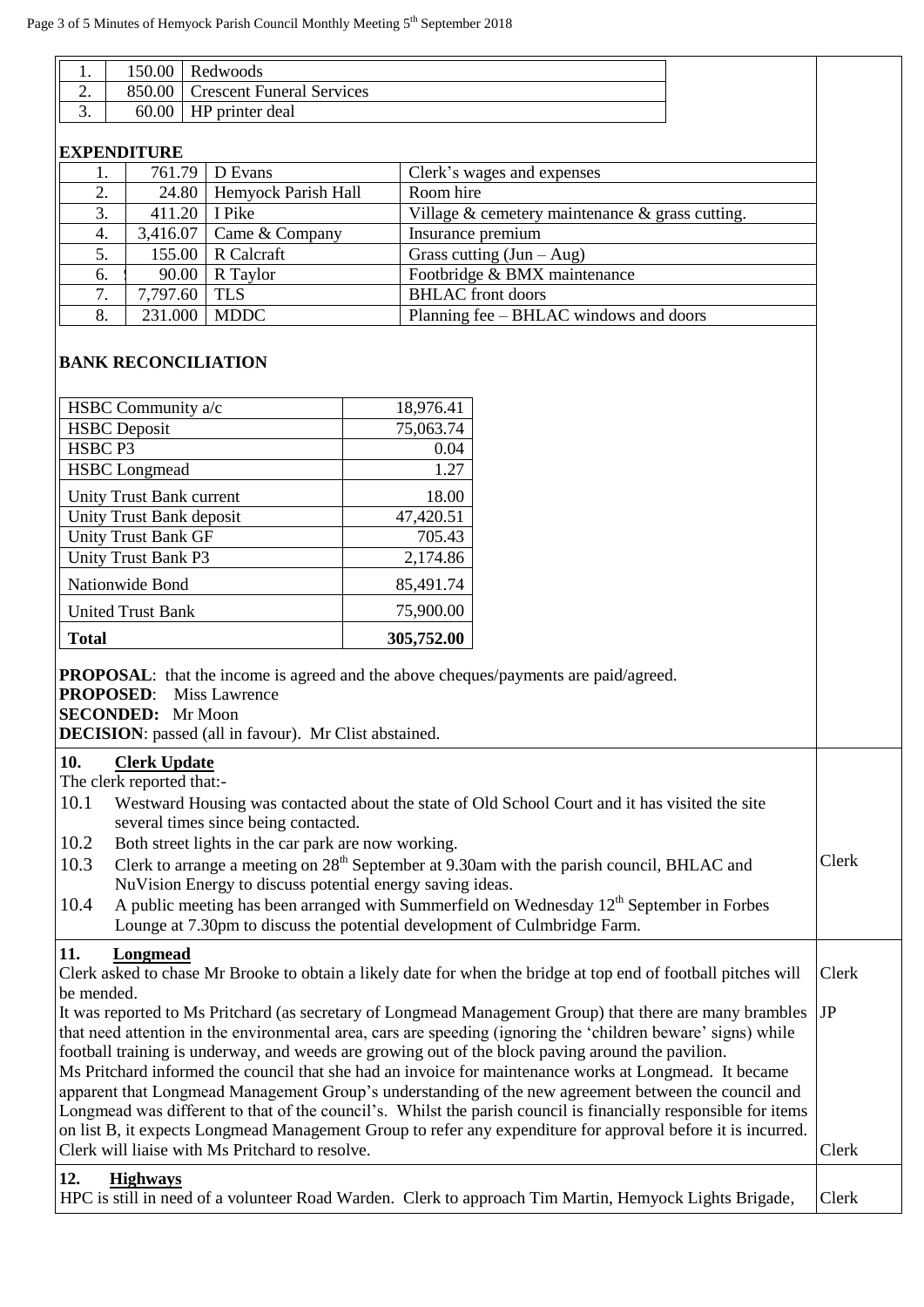| 1. | 150.00 | Redwoods |
|---|---|---|
| 2. | 850.00 | Crescent Funeral Services |
| 3. | 60.00 | HP printer deal |

**EXPENDITURE**

| 1. | 761.79 | D Evans | Clerk's wages and expenses |
|---|---|---|---|
| 2. | 24.80 | Hemyock Parish Hall | Room hire |
| 3. | 411.20 | I Pike | Village & cemetery maintenance & grass cutting. |
| 4. | 3,416.07 | Came & Company | Insurance premium |
| 5. | 155.00 | R Calcraft | Grass cutting (Jun – Aug) |
| 6. | 90.00 | R Taylor | Footbridge & BMX maintenance |
| 7. | 7,797.60 | TLS | BHLAC front doors |
| 8. | 231.000 | MDDC | Planning fee – BHLAC windows and doors |

**BANK RECONCILIATION**

| Account | Balance |
|---|---|
| HSBC Community a/c | 18,976.41 |
| HSBC Deposit | 75,063.74 |
| HSBC P3 | 0.04 |
| HSBC Longmead | 1.27 |
| Unity Trust Bank current | 18.00 |
| Unity Trust Bank deposit | 47,420.51 |
| Unity Trust Bank GF | 705.43 |
| Unity Trust Bank P3 | 2,174.86 |
| Nationwide Bond | 85,491.74 |
| United Trust Bank | 75,900.00 |
| **Total** | **305,752.00** |

**PROPOSAL**: that the income is agreed and the above cheques/payments are paid/agreed.
**PROPOSED**: Miss Lawrence
**SECONDED:** Mr Moon
**DECISION**: passed (all in favour). Mr Clist abstained.

## 10. Clerk Update

The clerk reported that:-

10.1 Westward Housing was contacted about the state of Old School Court and it has visited the site several times since being contacted.

10.2 Both street lights in the car park are now working.

10.3 Clerk to arrange a meeting on 28th September at 9.30am with the parish council, BHLAC and NuVision Energy to discuss potential energy saving ideas. — **Clerk**

10.4 A public meeting has been arranged with Summerfield on Wednesday 12th September in Forbes Lounge at 7.30pm to discuss the potential development of Culmbridge Farm.

## 11. Longmead

Clerk asked to chase Mr Brooke to obtain a likely date for when the bridge at top end of football pitches will be mended. — **Clerk**

It was reported to Ms Pritchard (as secretary of Longmead Management Group) that there are many brambles that need attention in the environmental area, cars are speeding (ignoring the 'children beware' signs) while football training is underway, and weeds are growing out of the block paving around the pavilion. — **JP**

Ms Pritchard informed the council that she had an invoice for maintenance works at Longmead. It became apparent that Longmead Management Group's understanding of the new agreement between the council and Longmead was different to that of the council's. Whilst the parish council is financially responsible for items on list B, it expects Longmead Management Group to refer any expenditure for approval before it is incurred. Clerk will liaise with Ms Pritchard to resolve. — **Clerk**

## 12. Highways

HPC is still in need of a volunteer Road Warden. Clerk to approach Tim Martin, Hemyock Lights Brigade, — **Clerk**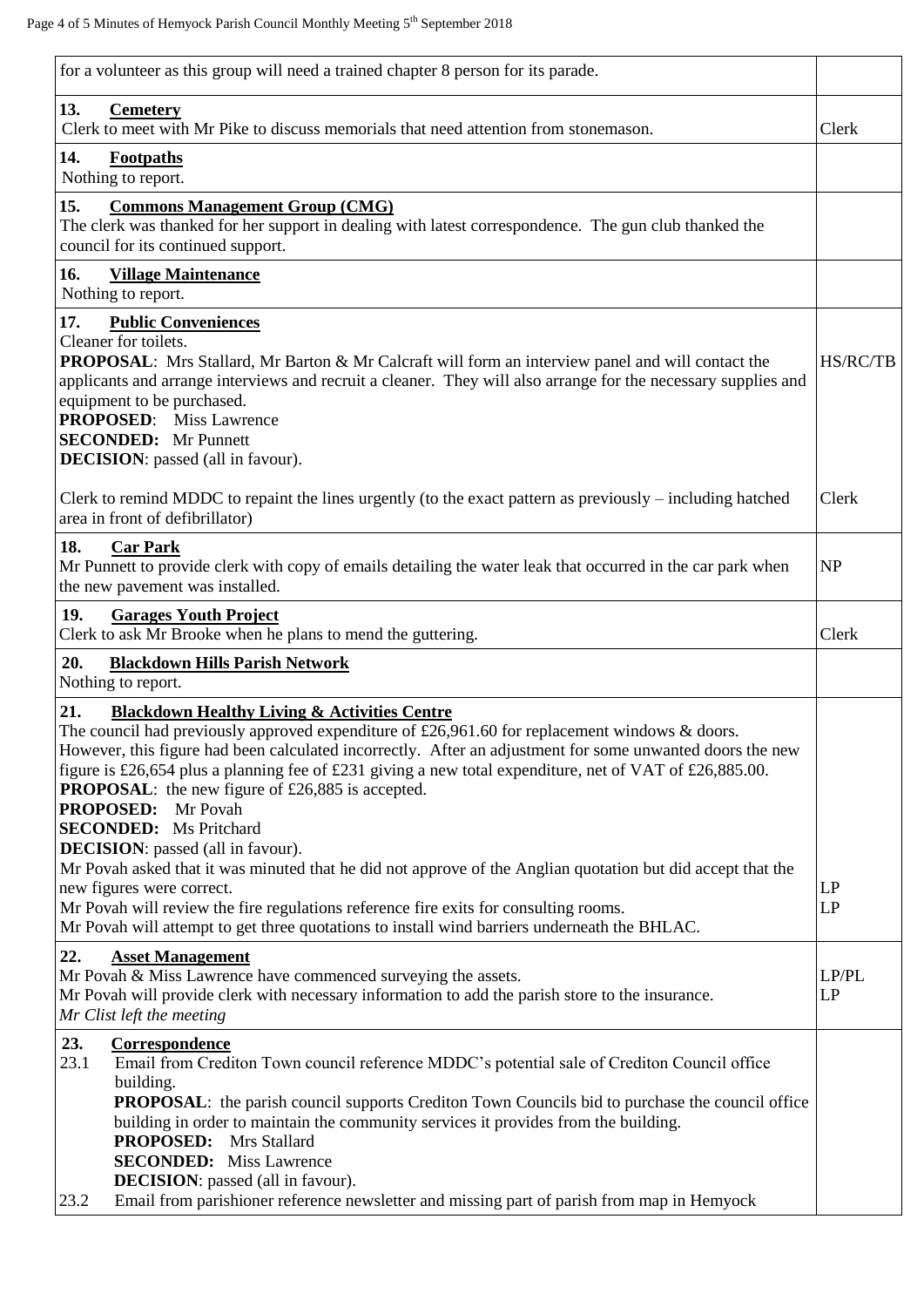| | |
|---|---|
| for a volunteer as this group will need a trained chapter 8 person for its parade. | |
| **13. Cemetery**<br>Clerk to meet with Mr Pike to discuss memorials that need attention from stonemason. | Clerk |
| **14. Footpaths**<br>Nothing to report. | |
| **15. Commons Management Group (CMG)**<br>The clerk was thanked for her support in dealing with latest correspondence. The gun club thanked the council for its continued support. | |
| **16. Village Maintenance**<br>Nothing to report. | |
| **17. Public Conveniences**<br>Cleaner for toilets.<br>**PROPOSAL**: Mrs Stallard, Mr Barton & Mr Calcraft will form an interview panel and will contact the applicants and arrange interviews and recruit a cleaner. They will also arrange for the necessary supplies and equipment to be purchased.<br>**PROPOSED**: Miss Lawrence<br>**SECONDED:** Mr Punnett<br>**DECISION**: passed (all in favour).<br><br>Clerk to remind MDDC to repaint the lines urgently (to the exact pattern as previously – including hatched area in front of defibrillator) | HS/RC/TB<br><br><br><br><br><br><br>Clerk |
| **18. Car Park**<br>Mr Punnett to provide clerk with copy of emails detailing the water leak that occurred in the car park when the new pavement was installed. | NP |
| **19. Garages Youth Project**<br>Clerk to ask Mr Brooke when he plans to mend the guttering. | Clerk |
| **20. Blackdown Hills Parish Network**<br>Nothing to report. | |
| **21. Blackdown Healthy Living & Activities Centre**<br>The council had previously approved expenditure of £26,961.60 for replacement windows & doors. However, this figure had been calculated incorrectly. After an adjustment for some unwanted doors the new figure is £26,654 plus a planning fee of £231 giving a new total expenditure, net of VAT of £26,885.00.<br>**PROPOSAL**: the new figure of £26,885 is accepted.<br>**PROPOSED:** Mr Povah<br>**SECONDED:** Ms Pritchard<br>**DECISION**: passed (all in favour).<br>Mr Povah asked that it was minuted that he did not approve of the Anglian quotation but did accept that the new figures were correct.<br>Mr Povah will review the fire regulations reference fire exits for consulting rooms.<br>Mr Povah will attempt to get three quotations to install wind barriers underneath the BHLAC. | <br><br><br><br><br><br><br><br><br>LP<br>LP |
| **22. Asset Management**<br>Mr Povah & Miss Lawrence have commenced surveying the assets.<br>Mr Povah will provide clerk with necessary information to add the parish store to the insurance.<br>*Mr Clist left the meeting* | <br>LP/PL<br>LP |
| **23. Correspondence**<br>23.1 Email from Crediton Town council reference MDDC's potential sale of Crediton Council office building.<br>**PROPOSAL**: the parish council supports Crediton Town Councils bid to purchase the council office building in order to maintain the community services it provides from the building.<br>**PROPOSED:** Mrs Stallard<br>**SECONDED:** Miss Lawrence<br>**DECISION**: passed (all in favour).<br>23.2 Email from parishioner reference newsletter and missing part of parish from map in Hemyock | |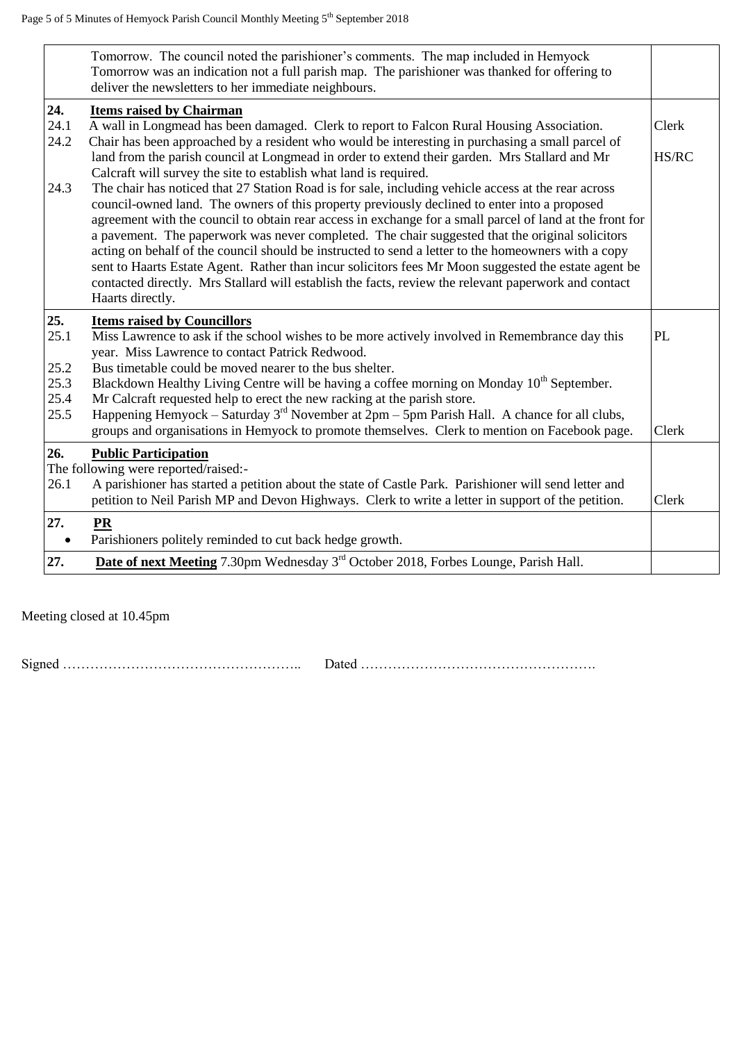| | |
|---|---|
| Tomorrow. The council noted the parishioner's comments. The map included in Hemyock Tomorrow was an indication not a full parish map. The parishioner was thanked for offering to deliver the newsletters to her immediate neighbours. | |
| **24. Items raised by Chairman** | |
| 24.1 A wall in Longmead has been damaged. Clerk to report to Falcon Rural Housing Association. | Clerk |
| 24.2 Chair has been approached by a resident who would be interesting in purchasing a small parcel of land from the parish council at Longmead in order to extend their garden. Mrs Stallard and Mr Calcraft will survey the site to establish what land is required. | HS/RC |
| 24.3 The chair has noticed that 27 Station Road is for sale, including vehicle access at the rear across council-owned land. The owners of this property previously declined to enter into a proposed agreement with the council to obtain rear access in exchange for a small parcel of land at the front for a pavement. The paperwork was never completed. The chair suggested that the original solicitors acting on behalf of the council should be instructed to send a letter to the homeowners with a copy sent to Haarts Estate Agent. Rather than incur solicitors fees Mr Moon suggested the estate agent be contacted directly. Mrs Stallard will establish the facts, review the relevant paperwork and contact Haarts directly. | |
| **25. Items raised by Councillors** | |
| 25.1 Miss Lawrence to ask if the school wishes to be more actively involved in Remembrance day this year. Miss Lawrence to contact Patrick Redwood. | PL |
| 25.2 Bus timetable could be moved nearer to the bus shelter. | |
| 25.3 Blackdown Healthy Living Centre will be having a coffee morning on Monday 10th September. | |
| 25.4 Mr Calcraft requested help to erect the new racking at the parish store. | |
| 25.5 Happening Hemyock – Saturday 3rd November at 2pm – 5pm Parish Hall. A chance for all clubs, groups and organisations in Hemyock to promote themselves. Clerk to mention on Facebook page. | Clerk |
| **26. Public Participation** | |
| The following were reported/raised:- | |
| 26.1 A parishioner has started a petition about the state of Castle Park. Parishioner will send letter and petition to Neil Parish MP and Devon Highways. Clerk to write a letter in support of the petition. | Clerk |
| **27. PR** | |
| • Parishioners politely reminded to cut back hedge growth. | |
| **27. Date of next Meeting** 7.30pm Wednesday 3rd October 2018, Forbes Lounge, Parish Hall. | |

Meeting closed at 10.45pm

Signed …………………………………………….. Dated …………………………………………….